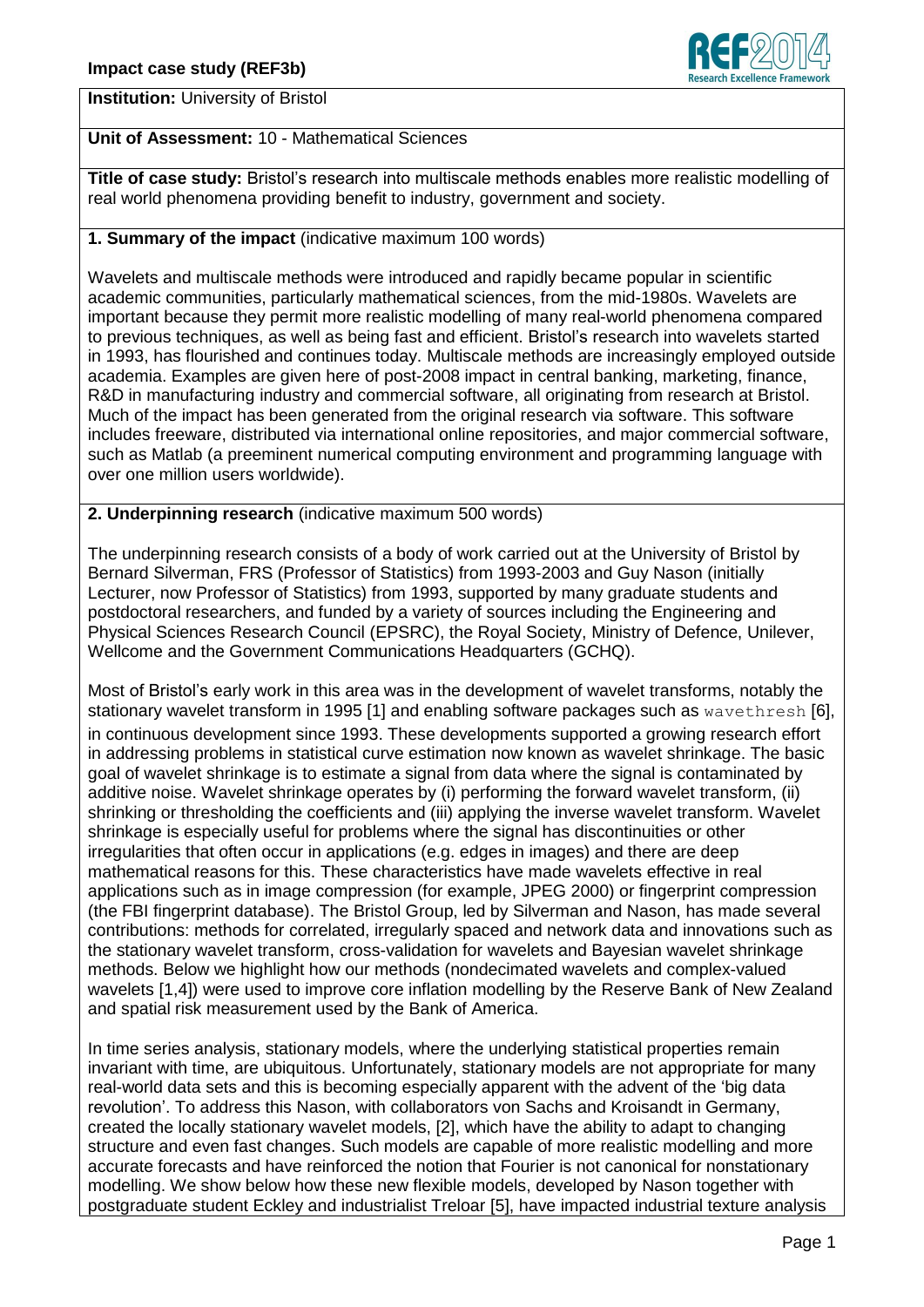**Impact case study (REF3b)**

**Institution:** University of Bristol

**Unit of Assessment:** 10 - Mathematical Sciences

**Title of case study:** Bristol's research into multiscale methods enables more realistic modelling of real world phenomena providing benefit to industry, government and society.

**1. Summary of the impact** (indicative maximum 100 words)

Wavelets and multiscale methods were introduced and rapidly became popular in scientific academic communities, particularly mathematical sciences, from the mid-1980s. Wavelets are important because they permit more realistic modelling of many real-world phenomena compared to previous techniques, as well as being fast and efficient. Bristol's research into wavelets started in 1993, has flourished and continues today. Multiscale methods are increasingly employed outside academia. Examples are given here of post-2008 impact in central banking, marketing, finance, R&D in manufacturing industry and commercial software, all originating from research at Bristol. Much of the impact has been generated from the original research via software. This software includes freeware, distributed via international online repositories, and major commercial software, such as Matlab (a preeminent numerical computing environment and programming language with over one million users worldwide).

**2. Underpinning research** (indicative maximum 500 words)

The underpinning research consists of a body of work carried out at the University of Bristol by Bernard Silverman, FRS (Professor of Statistics) from 1993-2003 and Guy Nason (initially Lecturer, now Professor of Statistics) from 1993, supported by many graduate students and postdoctoral researchers, and funded by a variety of sources including the Engineering and Physical Sciences Research Council (EPSRC), the Royal Society, Ministry of Defence, Unilever, Wellcome and the Government Communications Headquarters (GCHQ).

Most of Bristol's early work in this area was in the development of wavelet transforms, notably the stationary wavelet transform in 1995 [1] and enabling software packages such as `wavethresh` [6], in continuous development since 1993. These developments supported a growing research effort in addressing problems in statistical curve estimation now known as wavelet shrinkage. The basic goal of wavelet shrinkage is to estimate a signal from data where the signal is contaminated by additive noise. Wavelet shrinkage operates by (i) performing the forward wavelet transform, (ii) shrinking or thresholding the coefficients and (iii) applying the inverse wavelet transform. Wavelet shrinkage is especially useful for problems where the signal has discontinuities or other irregularities that often occur in applications (e.g. edges in images) and there are deep mathematical reasons for this. These characteristics have made wavelets effective in real applications such as in image compression (for example, JPEG 2000) or fingerprint compression (the FBI fingerprint database). The Bristol Group, led by Silverman and Nason, has made several contributions: methods for correlated, irregularly spaced and network data and innovations such as the stationary wavelet transform, cross-validation for wavelets and Bayesian wavelet shrinkage methods. Below we highlight how our methods (nondecimated wavelets and complex-valued wavelets [1,4]) were used to improve core inflation modelling by the Reserve Bank of New Zealand and spatial risk measurement used by the Bank of America.

In time series analysis, stationary models, where the underlying statistical properties remain invariant with time, are ubiquitous. Unfortunately, stationary models are not appropriate for many real-world data sets and this is becoming especially apparent with the advent of the 'big data revolution'. To address this Nason, with collaborators von Sachs and Kroisandt in Germany, created the locally stationary wavelet models, [2], which have the ability to adapt to changing structure and even fast changes. Such models are capable of more realistic modelling and more accurate forecasts and have reinforced the notion that Fourier is not canonical for nonstationary modelling. We show below how these new flexible models, developed by Nason together with postgraduate student Eckley and industrialist Treloar [5], have impacted industrial texture analysis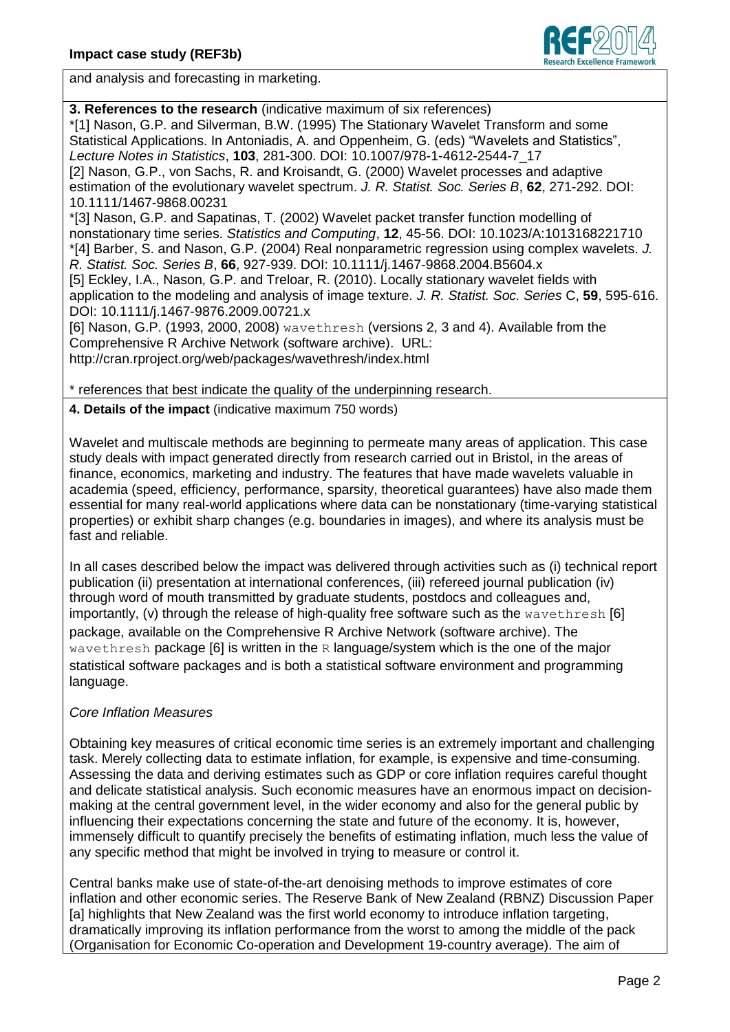and analysis and forecasting in marketing.

**3. References to the research** (indicative maximum of six references)

*[1] Nason, G.P. and Silverman, B.W. (1995) The Stationary Wavelet Transform and some Statistical Applications. In Antoniadis, A. and Oppenheim, G. (eds) "Wavelets and Statistics", *Lecture Notes in Statistics*, **103**, 281-300. DOI: 10.1007/978-1-4612-2544-7_17

[2] Nason, G.P., von Sachs, R. and Kroisandt, G. (2000) Wavelet processes and adaptive estimation of the evolutionary wavelet spectrum. *J. R. Statist. Soc. Series B*, **62**, 271-292. DOI: 10.1111/1467-9868.00231

*[3] Nason, G.P. and Sapatinas, T. (2002) Wavelet packet transfer function modelling of nonstationary time series. *Statistics and Computing*, **12**, 45-56. DOI: 10.1023/A:1013168221710

*[4] Barber, S. and Nason, G.P. (2004) Real nonparametric regression using complex wavelets. *J. R. Statist. Soc. Series B*, **66**, 927-939. DOI: 10.1111/j.1467-9868.2004.B5604.x

[5] Eckley, I.A., Nason, G.P. and Treloar, R. (2010). Locally stationary wavelet fields with application to the modeling and analysis of image texture. *J. R. Statist. Soc. Series* C, **59**, 595-616. DOI: 10.1111/j.1467-9876.2009.00721.x

[6] Nason, G.P. (1993, 2000, 2008) `wavethresh` (versions 2, 3 and 4). Available from the Comprehensive R Archive Network (software archive). URL: http://cran.rproject.org/web/packages/wavethresh/index.html

* references that best indicate the quality of the underpinning research.

**4. Details of the impact** (indicative maximum 750 words)

Wavelet and multiscale methods are beginning to permeate many areas of application. This case study deals with impact generated directly from research carried out in Bristol, in the areas of finance, economics, marketing and industry. The features that have made wavelets valuable in academia (speed, efficiency, performance, sparsity, theoretical guarantees) have also made them essential for many real-world applications where data can be nonstationary (time-varying statistical properties) or exhibit sharp changes (e.g. boundaries in images), and where its analysis must be fast and reliable.

In all cases described below the impact was delivered through activities such as (i) technical report publication (ii) presentation at international conferences, (iii) refereed journal publication (iv) through word of mouth transmitted by graduate students, postdocs and colleagues and, importantly, (v) through the release of high-quality free software such as the `wavethresh` [6] package, available on the Comprehensive R Archive Network (software archive). The `wavethresh` package [6] is written in the `R` language/system which is the one of the major statistical software packages and is both a statistical software environment and programming language.

*Core Inflation Measures*

Obtaining key measures of critical economic time series is an extremely important and challenging task. Merely collecting data to estimate inflation, for example, is expensive and time-consuming. Assessing the data and deriving estimates such as GDP or core inflation requires careful thought and delicate statistical analysis. Such economic measures have an enormous impact on decision-making at the central government level, in the wider economy and also for the general public by influencing their expectations concerning the state and future of the economy. It is, however, immensely difficult to quantify precisely the benefits of estimating inflation, much less the value of any specific method that might be involved in trying to measure or control it.

Central banks make use of state-of-the-art denoising methods to improve estimates of core inflation and other economic series. The Reserve Bank of New Zealand (RBNZ) Discussion Paper [a] highlights that New Zealand was the first world economy to introduce inflation targeting, dramatically improving its inflation performance from the worst to among the middle of the pack (Organisation for Economic Co-operation and Development 19-country average). The aim of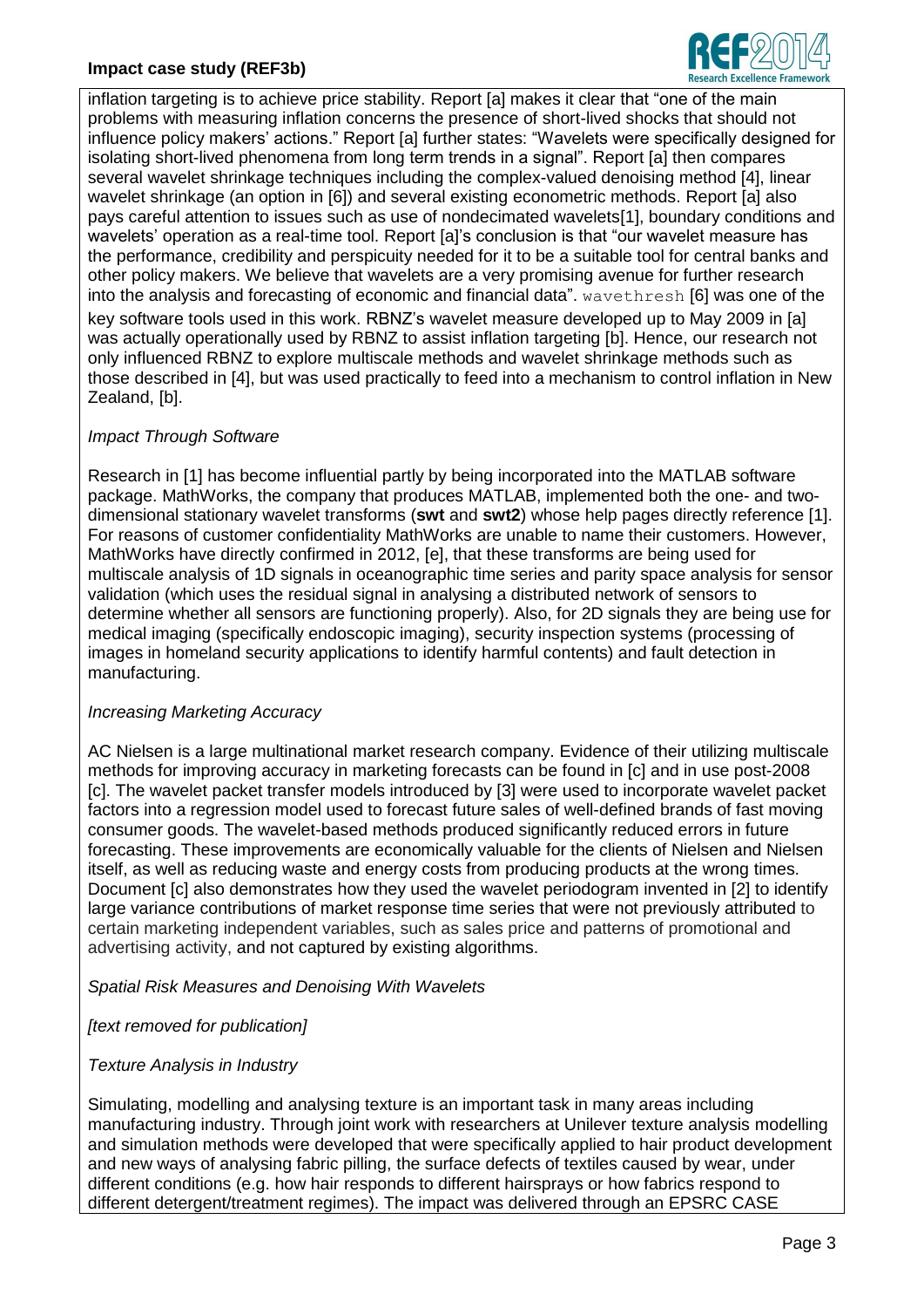inflation targeting is to achieve price stability. Report [a] makes it clear that "one of the main problems with measuring inflation concerns the presence of short-lived shocks that should not influence policy makers' actions." Report [a] further states: "Wavelets were specifically designed for isolating short-lived phenomena from long term trends in a signal". Report [a] then compares several wavelet shrinkage techniques including the complex-valued denoising method [4], linear wavelet shrinkage (an option in [6]) and several existing econometric methods. Report [a] also pays careful attention to issues such as use of nondecimated wavelets[1], boundary conditions and wavelets' operation as a real-time tool. Report [a]'s conclusion is that "our wavelet measure has the performance, credibility and perspicuity needed for it to be a suitable tool for central banks and other policy makers. We believe that wavelets are a very promising avenue for further research into the analysis and forecasting of economic and financial data". `wavethresh` [6] was one of the key software tools used in this work. RBNZ's wavelet measure developed up to May 2009 in [a] was actually operationally used by RBNZ to assist inflation targeting [b]. Hence, our research not only influenced RBNZ to explore multiscale methods and wavelet shrinkage methods such as those described in [4], but was used practically to feed into a mechanism to control inflation in New Zealand, [b].

*Impact Through Software*

Research in [1] has become influential partly by being incorporated into the MATLAB software package. MathWorks, the company that produces MATLAB, implemented both the one- and two-dimensional stationary wavelet transforms (**swt** and **swt2**) whose help pages directly reference [1]. For reasons of customer confidentiality MathWorks are unable to name their customers. However, MathWorks have directly confirmed in 2012, [e], that these transforms are being used for multiscale analysis of 1D signals in oceanographic time series and parity space analysis for sensor validation (which uses the residual signal in analysing a distributed network of sensors to determine whether all sensors are functioning properly). Also, for 2D signals they are being use for medical imaging (specifically endoscopic imaging), security inspection systems (processing of images in homeland security applications to identify harmful contents) and fault detection in manufacturing.

*Increasing Marketing Accuracy*

AC Nielsen is a large multinational market research company. Evidence of their utilizing multiscale methods for improving accuracy in marketing forecasts can be found in [c] and in use post-2008 [c]. The wavelet packet transfer models introduced by [3] were used to incorporate wavelet packet factors into a regression model used to forecast future sales of well-defined brands of fast moving consumer goods. The wavelet-based methods produced significantly reduced errors in future forecasting. These improvements are economically valuable for the clients of Nielsen and Nielsen itself, as well as reducing waste and energy costs from producing products at the wrong times. Document [c] also demonstrates how they used the wavelet periodogram invented in [2] to identify large variance contributions of market response time series that were not previously attributed to certain marketing independent variables, such as sales price and patterns of promotional and advertising activity, and not captured by existing algorithms.

*Spatial Risk Measures and Denoising With Wavelets*

*[text removed for publication]*

*Texture Analysis in Industry*

Simulating, modelling and analysing texture is an important task in many areas including manufacturing industry. Through joint work with researchers at Unilever texture analysis modelling and simulation methods were developed that were specifically applied to hair product development and new ways of analysing fabric pilling, the surface defects of textiles caused by wear, under different conditions (e.g. how hair responds to different hairsprays or how fabrics respond to different detergent/treatment regimes). The impact was delivered through an EPSRC CASE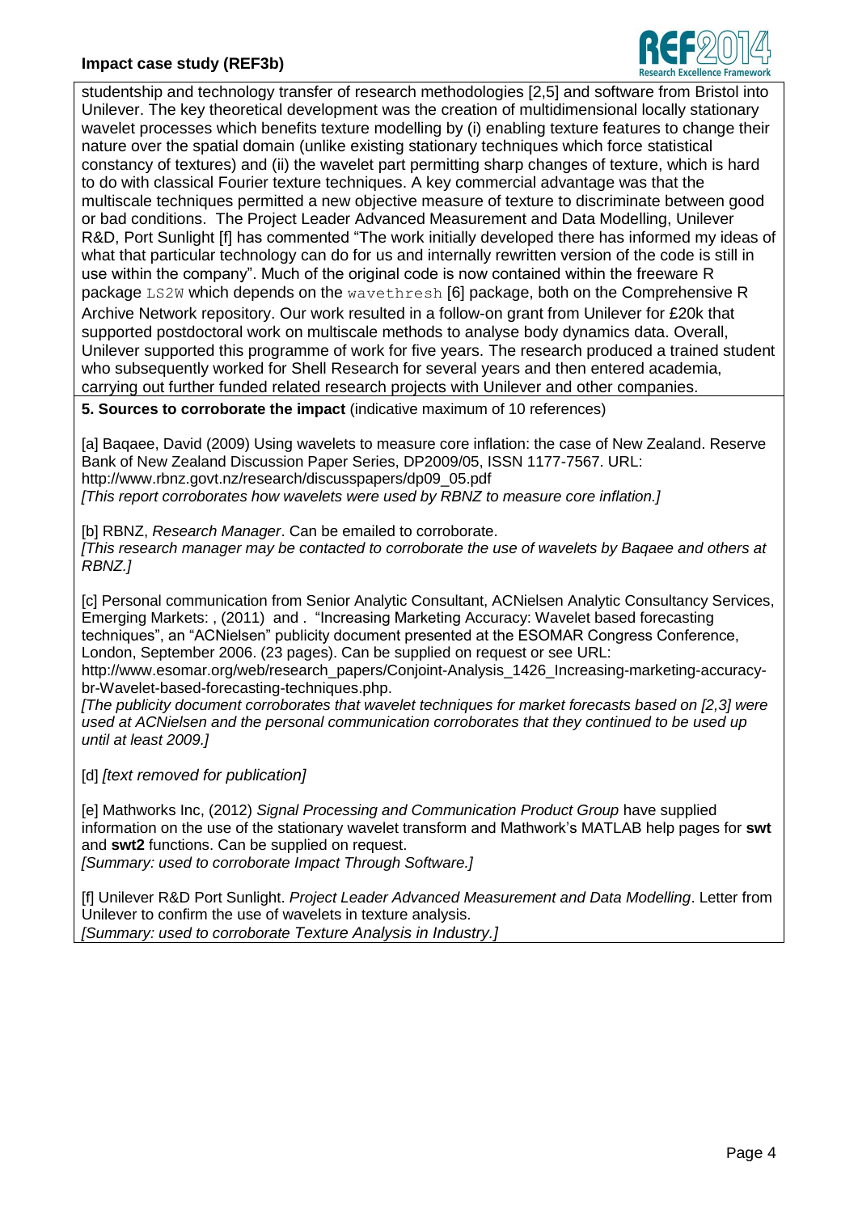studentship and technology transfer of research methodologies [2,5] and software from Bristol into Unilever. The key theoretical development was the creation of multidimensional locally stationary wavelet processes which benefits texture modelling by (i) enabling texture features to change their nature over the spatial domain (unlike existing stationary techniques which force statistical constancy of textures) and (ii) the wavelet part permitting sharp changes of texture, which is hard to do with classical Fourier texture techniques. A key commercial advantage was that the multiscale techniques permitted a new objective measure of texture to discriminate between good or bad conditions. The Project Leader Advanced Measurement and Data Modelling, Unilever R&D, Port Sunlight [f] has commented "The work initially developed there has informed my ideas of what that particular technology can do for us and internally rewritten version of the code is still in use within the company". Much of the original code is now contained within the freeware R package `LS2W` which depends on the `wavethresh` [6] package, both on the Comprehensive R Archive Network repository. Our work resulted in a follow-on grant from Unilever for £20k that supported postdoctoral work on multiscale methods to analyse body dynamics data. Overall, Unilever supported this programme of work for five years. The research produced a trained student who subsequently worked for Shell Research for several years and then entered academia, carrying out further funded related research projects with Unilever and other companies.

**5. Sources to corroborate the impact** (indicative maximum of 10 references)

[a] Baqaee, David (2009) Using wavelets to measure core inflation: the case of New Zealand. Reserve Bank of New Zealand Discussion Paper Series, DP2009/05, ISSN 1177-7567. URL: http://www.rbnz.govt.nz/research/discusspapers/dp09_05.pdf
*[This report corroborates how wavelets were used by RBNZ to measure core inflation.]*

[b] RBNZ, *Research Manager*. Can be emailed to corroborate.
*[This research manager may be contacted to corroborate the use of wavelets by Baqaee and others at RBNZ.]*

[c] Personal communication from Senior Analytic Consultant, ACNielsen Analytic Consultancy Services, Emerging Markets: , (2011) and . "Increasing Marketing Accuracy: Wavelet based forecasting techniques", an "ACNielsen" publicity document presented at the ESOMAR Congress Conference, London, September 2006. (23 pages). Can be supplied on request or see URL: http://www.esomar.org/web/research_papers/Conjoint-Analysis_1426_Increasing-marketing-accuracy-br-Wavelet-based-forecasting-techniques.php.
*[The publicity document corroborates that wavelet techniques for market forecasts based on [2,3] were used at ACNielsen and the personal communication corroborates that they continued to be used up until at least 2009.]*

[d] *[text removed for publication]*

[e] Mathworks Inc, (2012) *Signal Processing and Communication Product Group* have supplied information on the use of the stationary wavelet transform and Mathwork's MATLAB help pages for **swt** and **swt2** functions. Can be supplied on request.
*[Summary: used to corroborate Impact Through Software.]*

[f] Unilever R&D Port Sunlight. *Project Leader Advanced Measurement and Data Modelling*. Letter from Unilever to confirm the use of wavelets in texture analysis.
*[Summary: used to corroborate Texture Analysis in Industry.]*